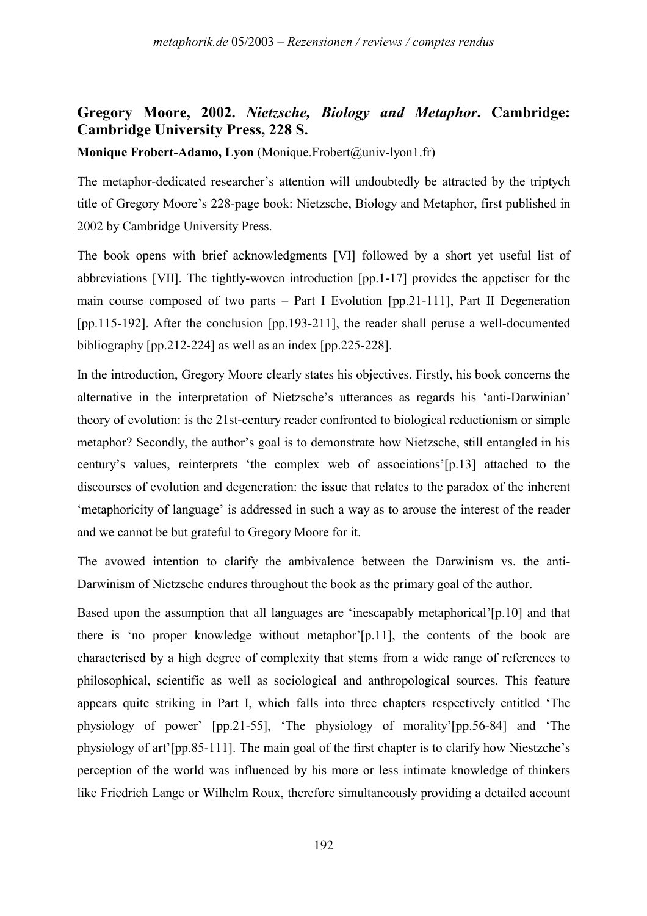## Gregory Moore, 2002. *Nietzsche, Biology and Metaphor*. Cambridge: Cambridge University Press, 228 S.

**Monique Frobert-Adamo, Lyon** (Monique.Frobert@univ-lyon1.fr)

The metaphor-dedicated researcher's attention will undoubtedly be attracted by the triptych title of Gregory Moore's 228-page book: Nietzsche, Biology and Metaphor, first published in 2002 by Cambridge University Press.

The book opens with brief acknowledgments [VI] followed by a short yet useful list of abbreviations [VII]. The tightly-woven introduction [pp.1-17] provides the appetiser for the main course composed of two parts – Part I Evolution [pp.21-111], Part II Degeneration [pp.115-192]. After the conclusion [pp.193-211], the reader shall peruse a well-documented bibliography [pp.212-224] as well as an index [pp.225-228].

In the introduction, Gregory Moore clearly states his objectives. Firstly, his book concerns the alternative in the interpretation of Nietzsche's utterances as regards his 'anti-Darwinian' theory of evolution: is the 21st-century reader confronted to biological reductionism or simple metaphor? Secondly, the author's goal is to demonstrate how Nietzsche, still entangled in his century's values, reinterprets 'the complex web of associations'[p.13] attached to the discourses of evolution and degeneration: the issue that relates to the paradox of the inherent 'metaphoricity of language' is addressed in such a way as to arouse the interest of the reader and we cannot be but grateful to Gregory Moore for it.

The avowed intention to clarify the ambivalence between the Darwinism vs. the anti-Darwinism of Nietzsche endures throughout the book as the primary goal of the author.

Based upon the assumption that all languages are 'inescapably metaphorical'[p.10] and that there is 'no proper knowledge without metaphor'[p.11], the contents of the book are characterised by a high degree of complexity that stems from a wide range of references to philosophical, scientific as well as sociological and anthropological sources. This feature appears quite striking in Part I, which falls into three chapters respectively entitled 'The physiology of power' [pp.21-55], 'The physiology of morality'[pp.56-84] and 'The physiology of art'[pp.85-111]. The main goal of the first chapter is to clarify how Niestzche's perception of the world was influenced by his more or less intimate knowledge of thinkers like Friedrich Lange or Wilhelm Roux, therefore simultaneously providing a detailed account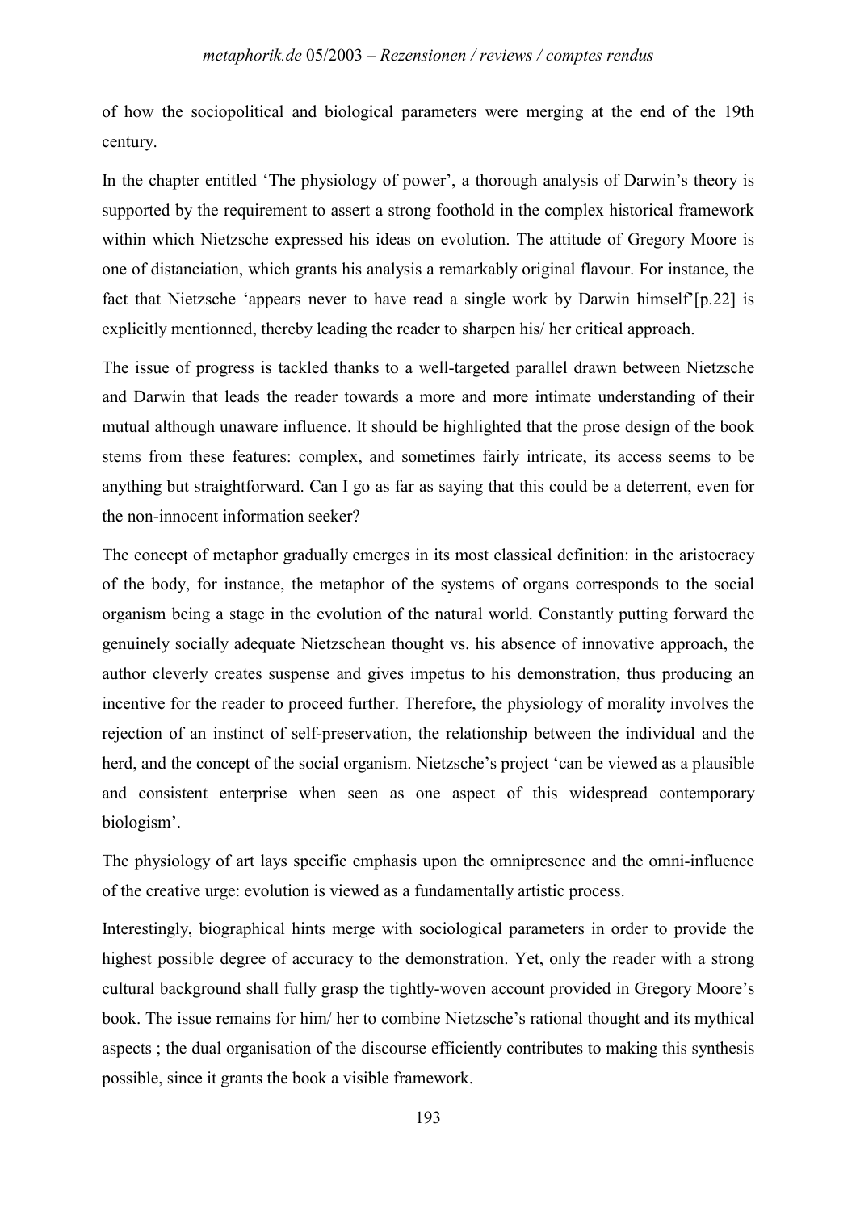of how the sociopolitical and biological parameters were merging at the end of the 19th century.

In the chapter entitled 'The physiology of power', a thorough analysis of Darwin's theory is supported by the requirement to assert a strong foothold in the complex historical framework within which Nietzsche expressed his ideas on evolution. The attitude of Gregory Moore is one of distanciation, which grants his analysis a remarkably original flavour. For instance, the fact that Nietzsche 'appears never to have read a single work by Darwin himself'[p.22] is explicitly mentionned, thereby leading the reader to sharpen his/ her critical approach.

The issue of progress is tackled thanks to a well-targeted parallel drawn between Nietzsche and Darwin that leads the reader towards a more and more intimate understanding of their mutual although unaware influence. It should be highlighted that the prose design of the book stems from these features: complex, and sometimes fairly intricate, its access seems to be anything but straightforward. Can I go as far as saying that this could be a deterrent, even for the non-innocent information seeker?

The concept of metaphor gradually emerges in its most classical definition: in the aristocracy of the body, for instance, the metaphor of the systems of organs corresponds to the social organism being a stage in the evolution of the natural world. Constantly putting forward the genuinely socially adequate Nietzschean thought vs. his absence of innovative approach, the author cleverly creates suspense and gives impetus to his demonstration, thus producing an incentive for the reader to proceed further. Therefore, the physiology of morality involves the rejection of an instinct of self-preservation, the relationship between the individual and the herd, and the concept of the social organism. Nietzsche's project 'can be viewed as a plausible and consistent enterprise when seen as one aspect of this widespread contemporary biologism'.

The physiology of art lays specific emphasis upon the omnipresence and the omni-influence of the creative urge: evolution is viewed as a fundamentally artistic process.

Interestingly, biographical hints merge with sociological parameters in order to provide the highest possible degree of accuracy to the demonstration. Yet, only the reader with a strong cultural background shall fully grasp the tightly-woven account provided in Gregory Moore's book. The issue remains for him/ her to combine Nietzsche's rational thought and its mythical aspects ; the dual organisation of the discourse efficiently contributes to making this synthesis possible, since it grants the book a visible framework.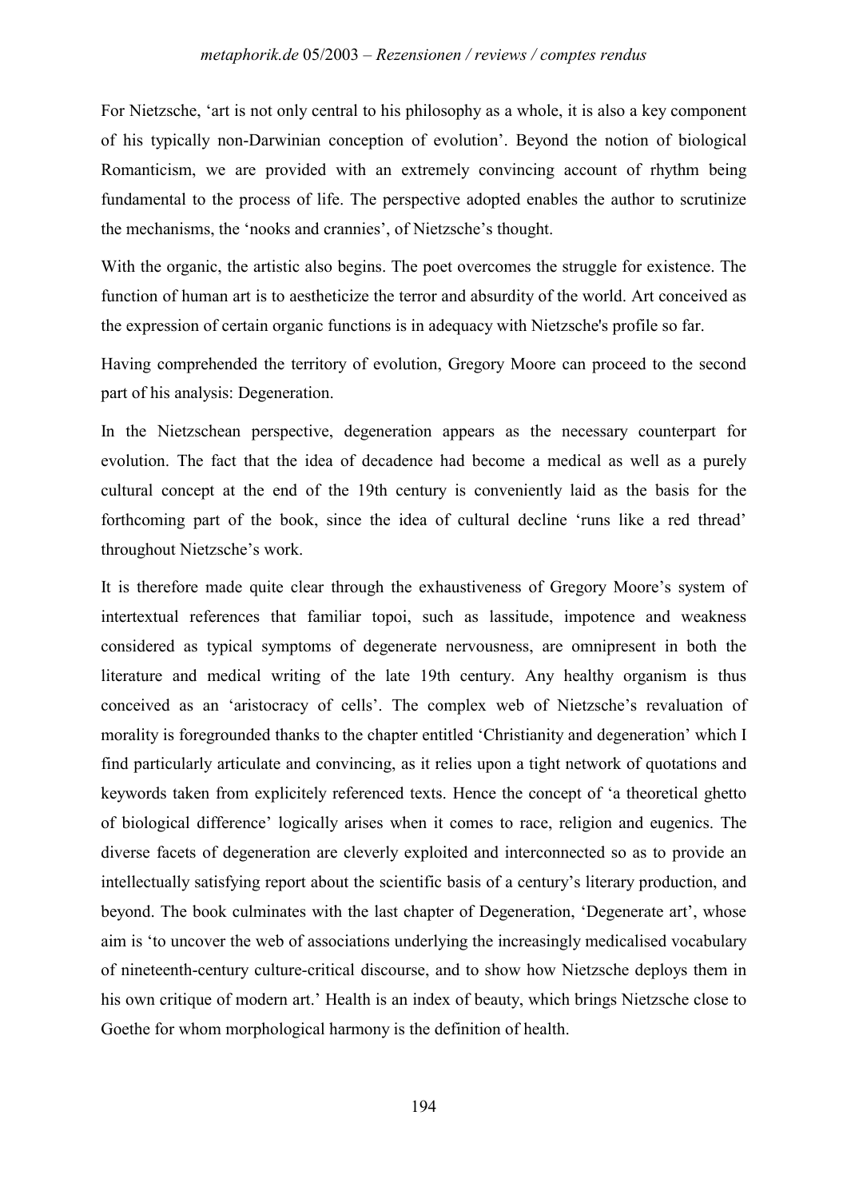For Nietzsche, ‘art is not only central to his philosophy as a whole, it is also a key component of his typically non-Darwinian conception of evolution’. Beyond the notion of biological Romanticism, we are provided with an extremely convincing account of rhythm being fundamental to the process of life. The perspective adopted enables the author to scrutinize the mechanisms, the ‘nooks and crannies’, of Nietzsche’s thought.

With the organic, the artistic also begins. The poet overcomes the struggle for existence. The function of human art is to aestheticize the terror and absurdity of the world. Art conceived as the expression of certain organic functions is in adequacy with Nietzsche's profile so far.

Having comprehended the territory of evolution, Gregory Moore can proceed to the second part of his analysis: Degeneration.

In the Nietzschean perspective, degeneration appears as the necessary counterpart for evolution. The fact that the idea of decadence had become a medical as well as a purely cultural concept at the end of the 19th century is conveniently laid as the basis for the forthcoming part of the book, since the idea of cultural decline ‘runs like a red thread’ throughout Nietzsche’s work.

It is therefore made quite clear through the exhaustiveness of Gregory Moore’s system of intertextual references that familiar topoi, such as lassitude, impotence and weakness considered as typical symptoms of degenerate nervousness, are omnipresent in both the literature and medical writing of the late 19th century. Any healthy organism is thus conceived as an ‘aristocracy of cells’. The complex web of Nietzsche’s revaluation of morality is foregrounded thanks to the chapter entitled ‘Christianity and degeneration’ which I find particularly articulate and convincing, as it relies upon a tight network of quotations and keywords taken from explicitely referenced texts. Hence the concept of ‘a theoretical ghetto of biological difference’ logically arises when it comes to race, religion and eugenics. The diverse facets of degeneration are cleverly exploited and interconnected so as to provide an intellectually satisfying report about the scientific basis of a century’s literary production, and beyond. The book culminates with the last chapter of Degeneration, ‘Degenerate art’, whose aim is ‘to uncover the web of associations underlying the increasingly medicalised vocabulary of nineteenth-century culture-critical discourse, and to show how Nietzsche deploys them in his own critique of modern art.’ Health is an index of beauty, which brings Nietzsche close to Goethe for whom morphological harmony is the definition of health.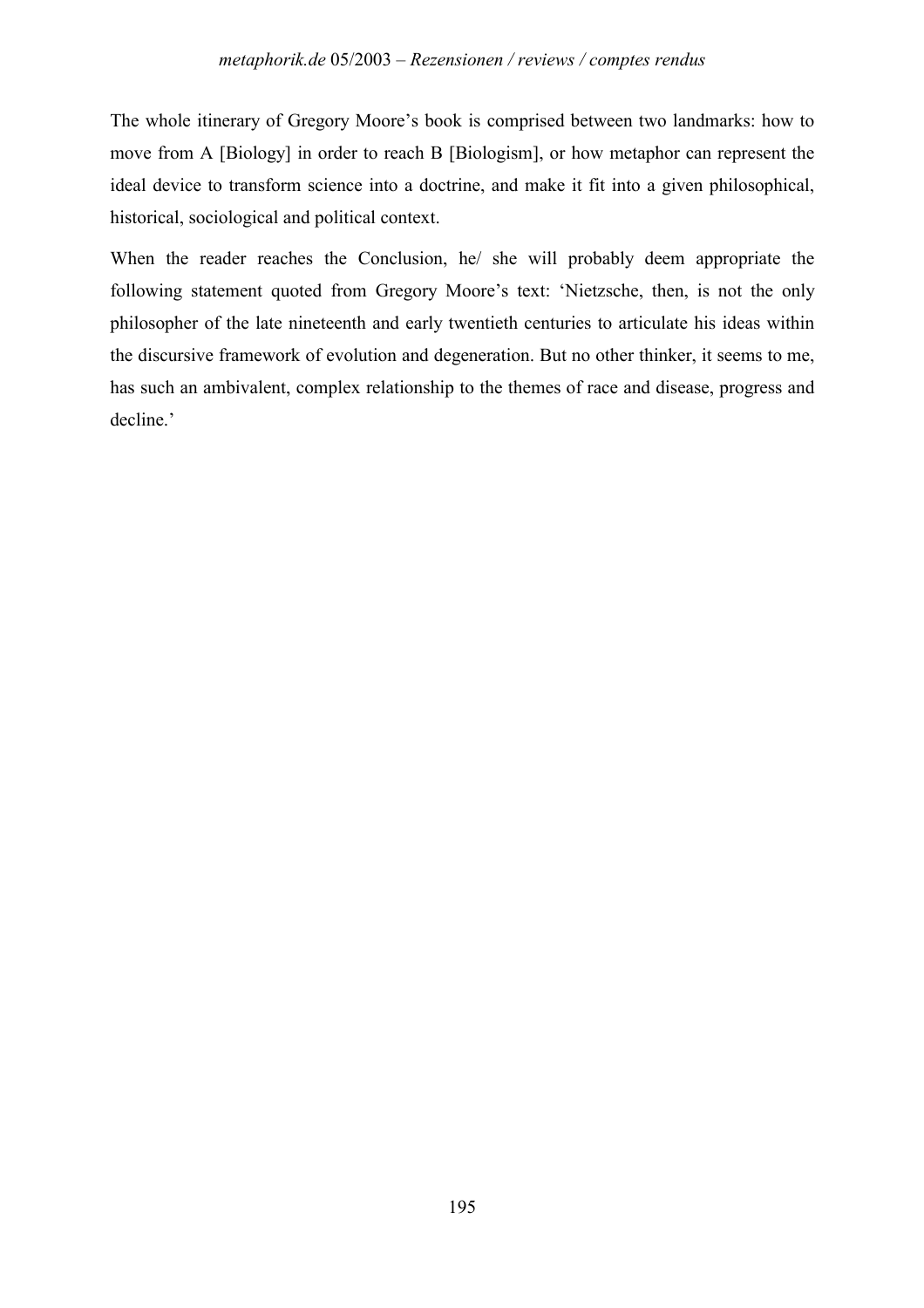The whole itinerary of Gregory Moore's book is comprised between two landmarks: how to move from A [Biology] in order to reach B [Biologism], or how metaphor can represent the ideal device to transform science into a doctrine, and make it fit into a given philosophical, historical, sociological and political context.

When the reader reaches the Conclusion, he/ she will probably deem appropriate the following statement quoted from Gregory Moore's text: 'Nietzsche, then, is not the only philosopher of the late nineteenth and early twentieth centuries to articulate his ideas within the discursive framework of evolution and degeneration. But no other thinker, it seems to me, has such an ambivalent, complex relationship to the themes of race and disease, progress and decline.'